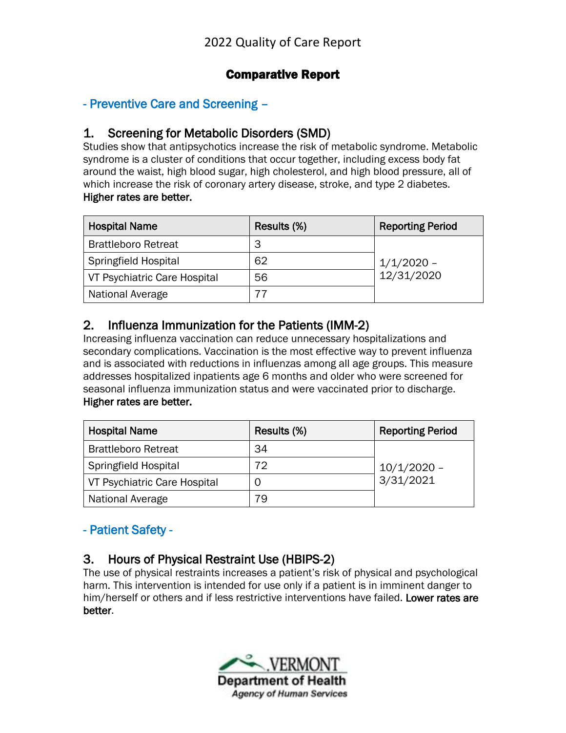# 2022 Quality of Care Report

## Comparative Report

### - Preventive Care and Screening –

### 1. Screening for Metabolic Disorders (SMD)

Studies show that antipsychotics increase the risk of metabolic syndrome. Metabolic syndrome is a cluster of conditions that occur together, including excess body fat around the waist, high blood sugar, high cholesterol, and high blood pressure, all of which increase the risk of coronary artery disease, stroke, and type 2 diabetes. **Higher rates are better.**

| Hospital Name | Results (%) | Reporting Period |
|---|---|---|
| Brattleboro Retreat | 3 | 1/1/2020 – 12/31/2020 |
| Springfield Hospital | 62 | |
| VT Psychiatric Care Hospital | 56 | |
| National Average | 77 | |

### 2. Influenza Immunization for the Patients (IMM-2)

Increasing influenza vaccination can reduce unnecessary hospitalizations and secondary complications. Vaccination is the most effective way to prevent influenza and is associated with reductions in influenzas among all age groups. This measure addresses hospitalized inpatients age 6 months and older who were screened for seasonal influenza immunization status and were vaccinated prior to discharge. **Higher rates are better.**

| Hospital Name | Results (%) | Reporting Period |
|---|---|---|
| Brattleboro Retreat | 34 | 10/1/2020 – 3/31/2021 |
| Springfield Hospital | 72 | |
| VT Psychiatric Care Hospital | 0 | |
| National Average | 79 | |

### - Patient Safety -

### 3. Hours of Physical Restraint Use (HBIPS-2)

The use of physical restraints increases a patient's risk of physical and psychological harm. This intervention is intended for use only if a patient is in imminent danger to him/herself or others and if less restrictive interventions have failed. **Lower rates are better**.

VERMONT Department of Health Agency of Human Services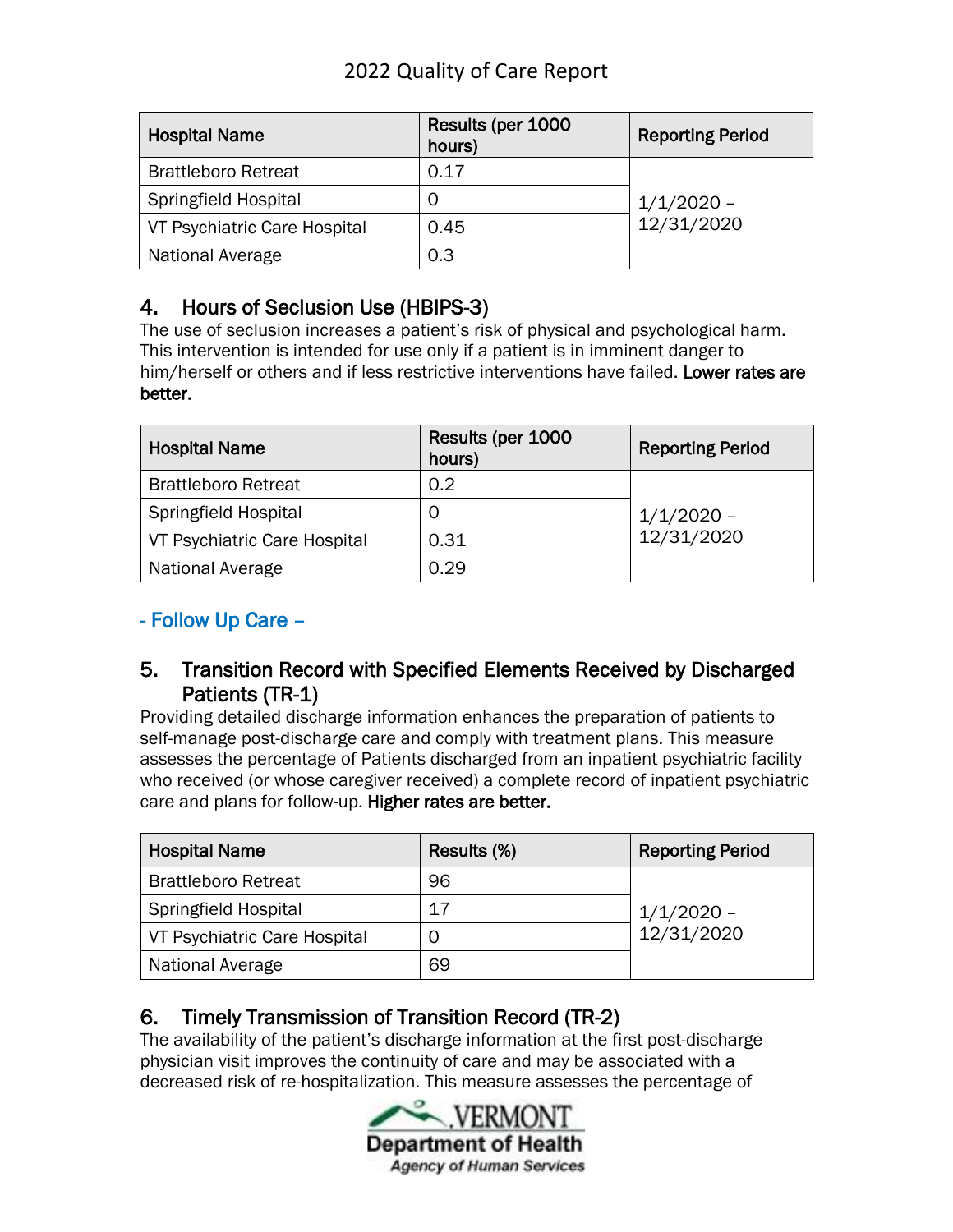| Hospital Name | Results (per 1000 hours) | Reporting Period |
|---|---|---|
| Brattleboro Retreat | 0.17 | 1/1/2020 – 12/31/2020 |
| Springfield Hospital | 0 | |
| VT Psychiatric Care Hospital | 0.45 | |
| National Average | 0.3 | |

### 4. Hours of Seclusion Use (HBIPS-3)

The use of seclusion increases a patient's risk of physical and psychological harm. This intervention is intended for use only if a patient is in imminent danger to him/herself or others and if less restrictive interventions have failed. **Lower rates are better.**

| Hospital Name | Results (per 1000 hours) | Reporting Period |
|---|---|---|
| Brattleboro Retreat | 0.2 | 1/1/2020 – 12/31/2020 |
| Springfield Hospital | 0 | |
| VT Psychiatric Care Hospital | 0.31 | |
| National Average | 0.29 | |

## - Follow Up Care –

### 5. Transition Record with Specified Elements Received by Discharged Patients (TR-1)

Providing detailed discharge information enhances the preparation of patients to self-manage post-discharge care and comply with treatment plans. This measure assesses the percentage of Patients discharged from an inpatient psychiatric facility who received (or whose caregiver received) a complete record of inpatient psychiatric care and plans for follow-up. **Higher rates are better.**

| Hospital Name | Results (%) | Reporting Period |
|---|---|---|
| Brattleboro Retreat | 96 | 1/1/2020 – 12/31/2020 |
| Springfield Hospital | 17 | |
| VT Psychiatric Care Hospital | 0 | |
| National Average | 69 | |

### 6. Timely Transmission of Transition Record (TR-2)

The availability of the patient's discharge information at the first post-discharge physician visit improves the continuity of care and may be associated with a decreased risk of re-hospitalization. This measure assesses the percentage of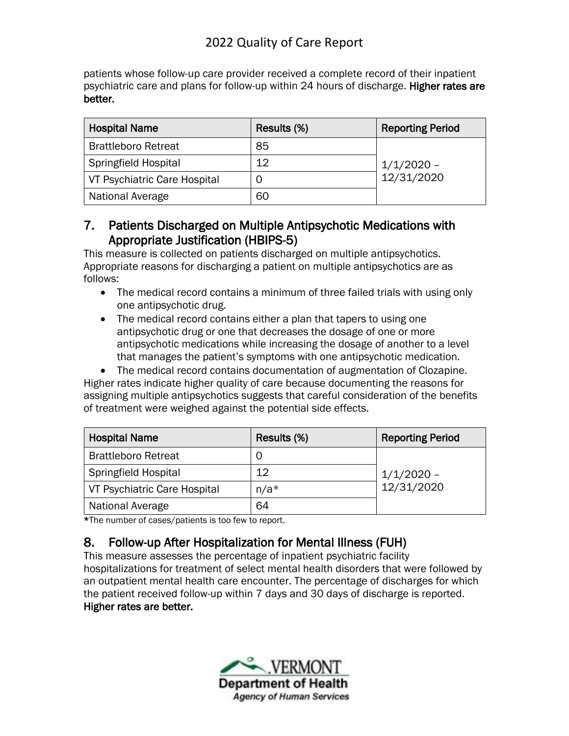patients whose follow-up care provider received a complete record of their inpatient psychiatric care and plans for follow-up within 24 hours of discharge. **Higher rates are better.**

| Hospital Name | Results (%) | Reporting Period |
| --- | --- | --- |
| Brattleboro Retreat | 85 | 1/1/2020 – 12/31/2020 |
| Springfield Hospital | 12 | |
| VT Psychiatric Care Hospital | 0 | |
| National Average | 60 | |

## 7. Patients Discharged on Multiple Antipsychotic Medications with Appropriate Justification (HBIPS-5)

This measure is collected on patients discharged on multiple antipsychotics. Appropriate reasons for discharging a patient on multiple antipsychotics are as follows:

- The medical record contains a minimum of three failed trials with using only one antipsychotic drug.
- The medical record contains either a plan that tapers to using one antipsychotic drug or one that decreases the dosage of one or more antipsychotic medications while increasing the dosage of another to a level that manages the patient's symptoms with one antipsychotic medication.
- The medical record contains documentation of augmentation of Clozapine.

Higher rates indicate higher quality of care because documenting the reasons for assigning multiple antipsychotics suggests that careful consideration of the benefits of treatment were weighed against the potential side effects.

| Hospital Name | Results (%) | Reporting Period |
| --- | --- | --- |
| Brattleboro Retreat | 0 | 1/1/2020 – 12/31/2020 |
| Springfield Hospital | 12 | |
| VT Psychiatric Care Hospital | n/a* | |
| National Average | 64 | |

*The number of cases/patients is too few to report.

## 8. Follow-up After Hospitalization for Mental Illness (FUH)

This measure assesses the percentage of inpatient psychiatric facility hospitalizations for treatment of select mental health disorders that were followed by an outpatient mental health care encounter. The percentage of discharges for which the patient received follow-up within 7 days and 30 days of discharge is reported. **Higher rates are better.**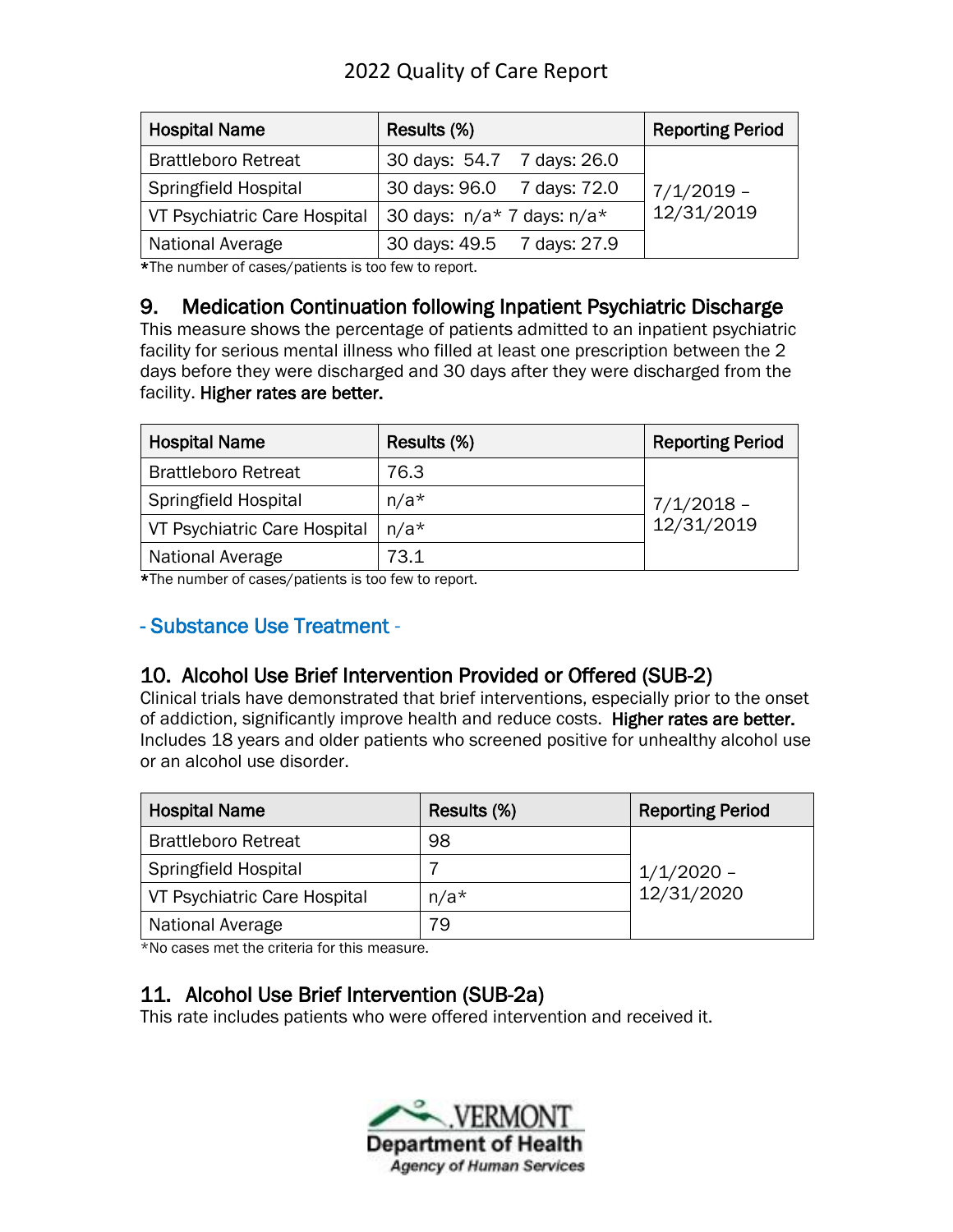| Hospital Name | Results (%) | Reporting Period |
| --- | --- | --- |
| Brattleboro Retreat | 30 days: 54.7 7 days: 26.0 | 7/1/2019 – 12/31/2019 |
| Springfield Hospital | 30 days: 96.0 7 days: 72.0 | |
| VT Psychiatric Care Hospital | 30 days: n/a* 7 days: n/a* | |
| National Average | 30 days: 49.5 7 days: 27.9 | |

*The number of cases/patients is too few to report.

## 9. Medication Continuation following Inpatient Psychiatric Discharge

This measure shows the percentage of patients admitted to an inpatient psychiatric facility for serious mental illness who filled at least one prescription between the 2 days before they were discharged and 30 days after they were discharged from the facility. **Higher rates are better.**

| Hospital Name | Results (%) | Reporting Period |
| --- | --- | --- |
| Brattleboro Retreat | 76.3 | 7/1/2018 – 12/31/2019 |
| Springfield Hospital | n/a* | |
| VT Psychiatric Care Hospital | n/a* | |
| National Average | 73.1 | |

*The number of cases/patients is too few to report.

### - Substance Use Treatment -

## 10. Alcohol Use Brief Intervention Provided or Offered (SUB-2)

Clinical trials have demonstrated that brief interventions, especially prior to the onset of addiction, significantly improve health and reduce costs. **Higher rates are better.** Includes 18 years and older patients who screened positive for unhealthy alcohol use or an alcohol use disorder.

| Hospital Name | Results (%) | Reporting Period |
| --- | --- | --- |
| Brattleboro Retreat | 98 | 1/1/2020 – 12/31/2020 |
| Springfield Hospital | 7 | |
| VT Psychiatric Care Hospital | n/a* | |
| National Average | 79 | |

*No cases met the criteria for this measure.

## 11. Alcohol Use Brief Intervention (SUB-2a)

This rate includes patients who were offered intervention and received it.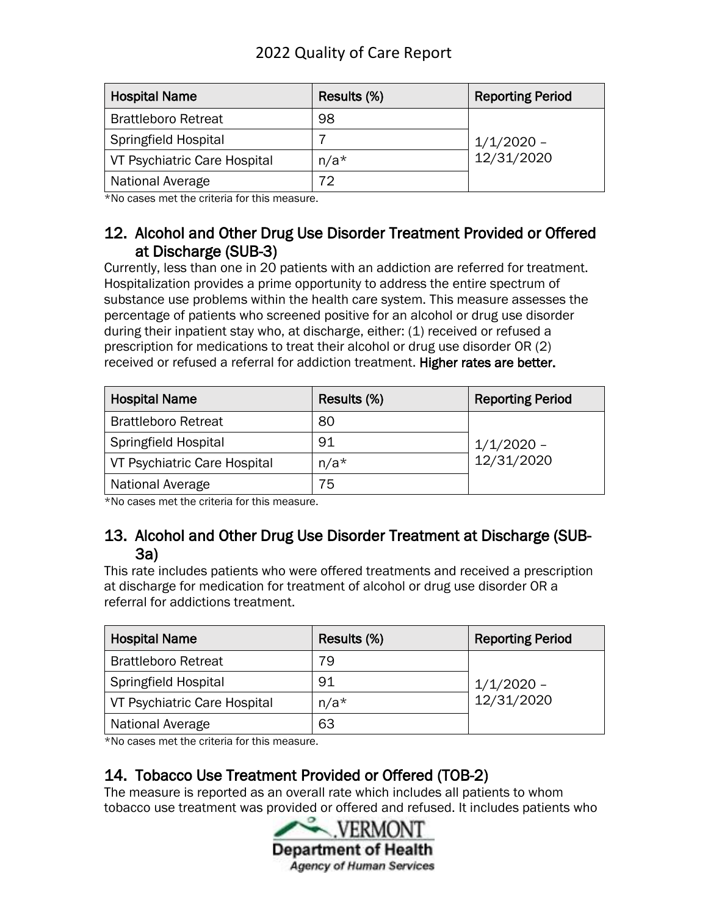| Hospital Name | Results (%) | Reporting Period |
|---|---|---|
| Brattleboro Retreat | 98 | 1/1/2020 – 12/31/2020 |
| Springfield Hospital | 7 | |
| VT Psychiatric Care Hospital | n/a* | |
| National Average | 72 | |

*No cases met the criteria for this measure.

## 12. Alcohol and Other Drug Use Disorder Treatment Provided or Offered at Discharge (SUB-3)

Currently, less than one in 20 patients with an addiction are referred for treatment. Hospitalization provides a prime opportunity to address the entire spectrum of substance use problems within the health care system. This measure assesses the percentage of patients who screened positive for an alcohol or drug use disorder during their inpatient stay who, at discharge, either: (1) received or refused a prescription for medications to treat their alcohol or drug use disorder OR (2) received or refused a referral for addiction treatment. **Higher rates are better.**

| Hospital Name | Results (%) | Reporting Period |
|---|---|---|
| Brattleboro Retreat | 80 | 1/1/2020 – 12/31/2020 |
| Springfield Hospital | 91 | |
| VT Psychiatric Care Hospital | n/a* | |
| National Average | 75 | |

*No cases met the criteria for this measure.

## 13. Alcohol and Other Drug Use Disorder Treatment at Discharge (SUB-3a)

This rate includes patients who were offered treatments and received a prescription at discharge for medication for treatment of alcohol or drug use disorder OR a referral for addictions treatment.

| Hospital Name | Results (%) | Reporting Period |
|---|---|---|
| Brattleboro Retreat | 79 | 1/1/2020 – 12/31/2020 |
| Springfield Hospital | 91 | |
| VT Psychiatric Care Hospital | n/a* | |
| National Average | 63 | |

*No cases met the criteria for this measure.

## 14. Tobacco Use Treatment Provided or Offered (TOB-2)

The measure is reported as an overall rate which includes all patients to whom tobacco use treatment was provided or offered and refused. It includes patients who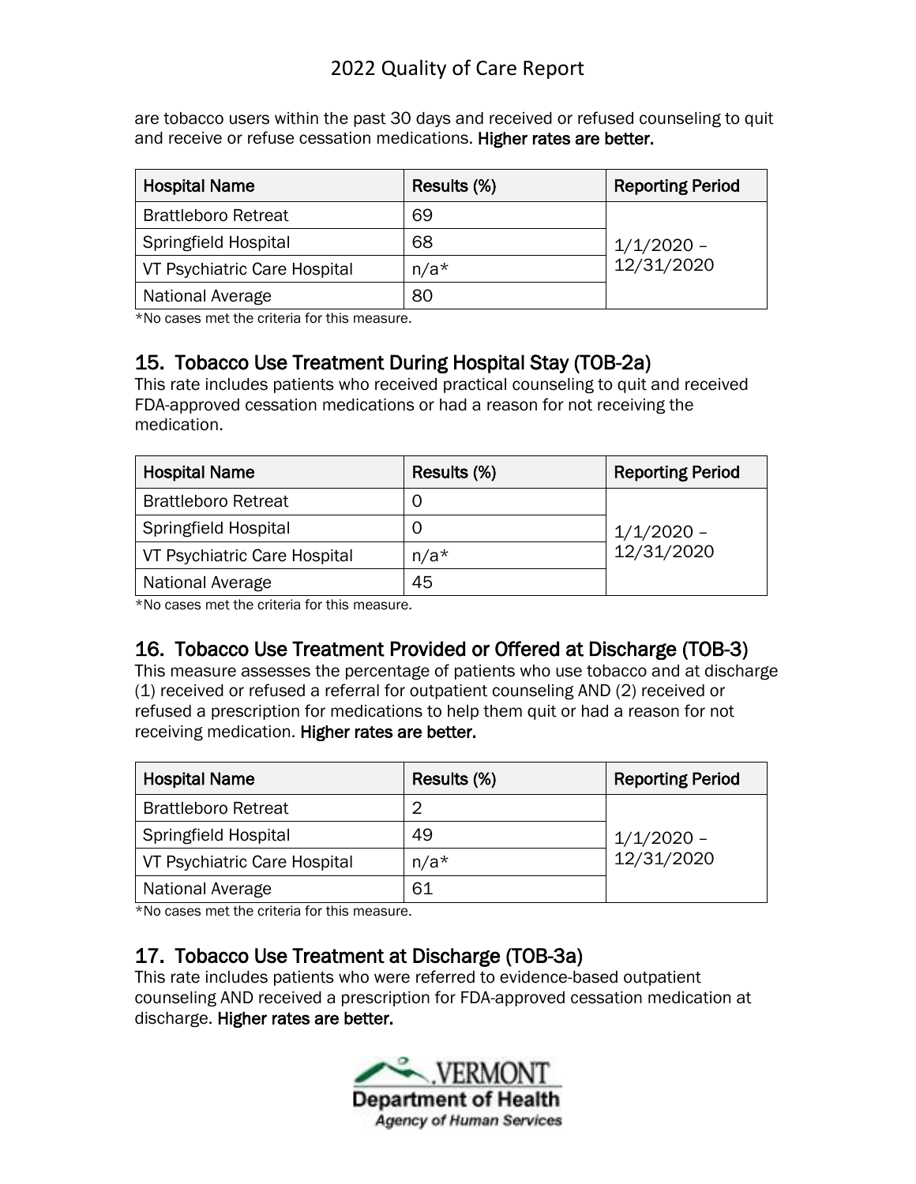are tobacco users within the past 30 days and received or refused counseling to quit and receive or refuse cessation medications. **Higher rates are better.**

| Hospital Name | Results (%) | Reporting Period |
|---|---|---|
| Brattleboro Retreat | 69 | 1/1/2020 – 12/31/2020 |
| Springfield Hospital | 68 | |
| VT Psychiatric Care Hospital | n/a* | |
| National Average | 80 | |

*No cases met the criteria for this measure.

## 15. Tobacco Use Treatment During Hospital Stay (TOB-2a)

This rate includes patients who received practical counseling to quit and received FDA-approved cessation medications or had a reason for not receiving the medication.

| Hospital Name | Results (%) | Reporting Period |
|---|---|---|
| Brattleboro Retreat | 0 | 1/1/2020 – 12/31/2020 |
| Springfield Hospital | 0 | |
| VT Psychiatric Care Hospital | n/a* | |
| National Average | 45 | |

*No cases met the criteria for this measure.

## 16. Tobacco Use Treatment Provided or Offered at Discharge (TOB-3)

This measure assesses the percentage of patients who use tobacco and at discharge (1) received or refused a referral for outpatient counseling AND (2) received or refused a prescription for medications to help them quit or had a reason for not receiving medication. **Higher rates are better.**

| Hospital Name | Results (%) | Reporting Period |
|---|---|---|
| Brattleboro Retreat | 2 | 1/1/2020 – 12/31/2020 |
| Springfield Hospital | 49 | |
| VT Psychiatric Care Hospital | n/a* | |
| National Average | 61 | |

*No cases met the criteria for this measure.

## 17. Tobacco Use Treatment at Discharge (TOB-3a)

This rate includes patients who were referred to evidence-based outpatient counseling AND received a prescription for FDA-approved cessation medication at discharge. **Higher rates are better.**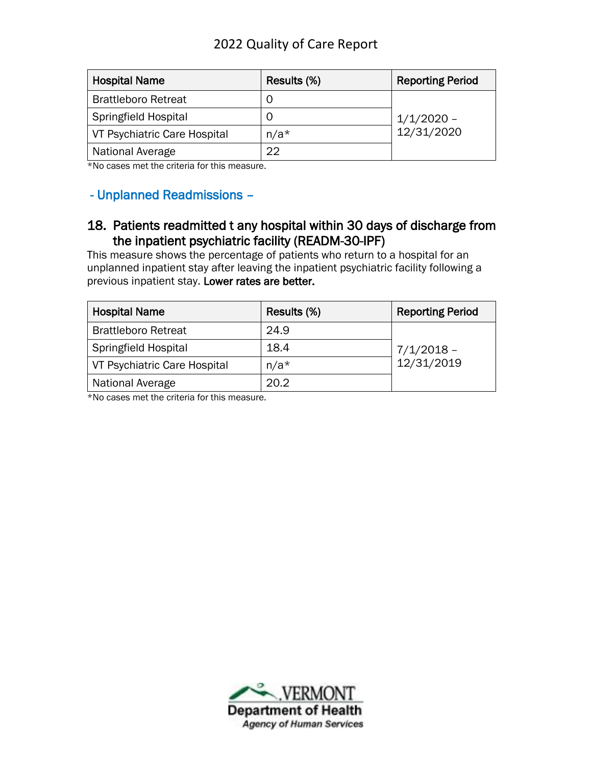| Hospital Name | Results (%) | Reporting Period |
|---|---|---|
| Brattleboro Retreat | 0 | 1/1/2020 – 12/31/2020 |
| Springfield Hospital | 0 | |
| VT Psychiatric Care Hospital | n/a* | |
| National Average | 22 | |

*No cases met the criteria for this measure.

## - Unplanned Readmissions –

### 18. Patients readmitted t any hospital within 30 days of discharge from the inpatient psychiatric facility (READM-30-IPF)

This measure shows the percentage of patients who return to a hospital for an unplanned inpatient stay after leaving the inpatient psychiatric facility following a previous inpatient stay. **Lower rates are better.**

| Hospital Name | Results (%) | Reporting Period |
|---|---|---|
| Brattleboro Retreat | 24.9 | 7/1/2018 – 12/31/2019 |
| Springfield Hospital | 18.4 | |
| VT Psychiatric Care Hospital | n/a* | |
| National Average | 20.2 | |

*No cases met the criteria for this measure.

VERMONT
Department of Health
Agency of Human Services